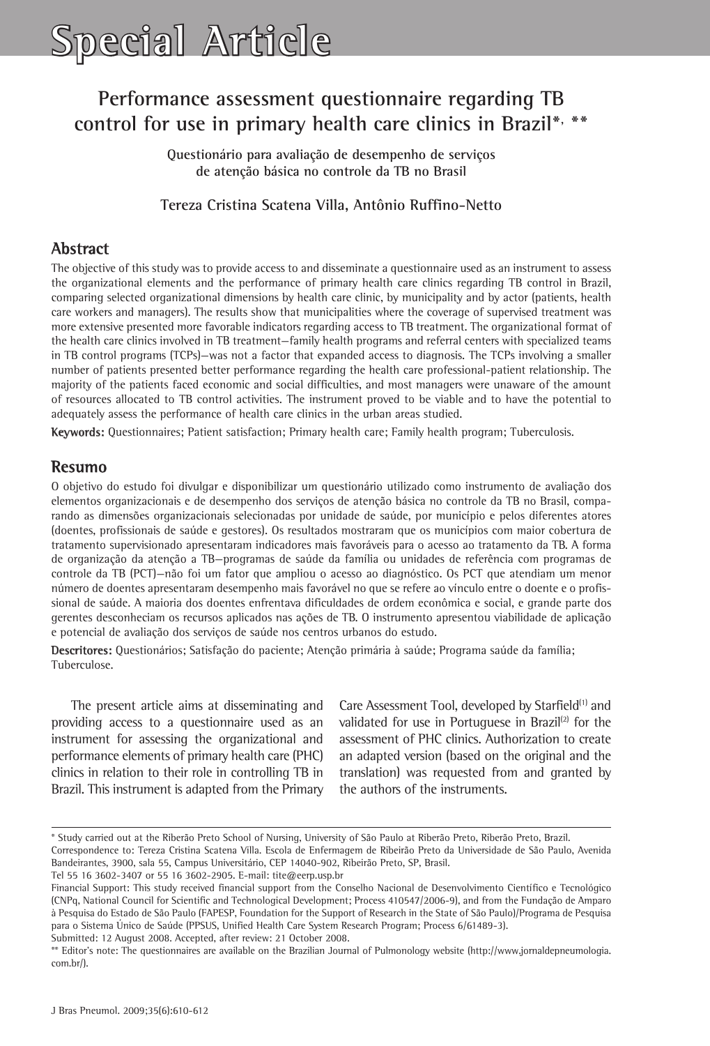# Special Article

## Performance assessment questionnaire regarding TB control for use in primary health care clinics in Brazil*, **

**Questionário para avaliação de desempenho de serviços de atenção básica no controle da TB no Brasil**

**Tereza Cristina Scatena Villa, Antônio Ruffino-Netto**

## Abstract

The objective of this study was to provide access to and disseminate a questionnaire used as an instrument to assess the organizational elements and the performance of primary health care clinics regarding TB control in Brazil, comparing selected organizational dimensions by health care clinic, by municipality and by actor (patients, health care workers and managers). The results show that municipalities where the coverage of supervised treatment was more extensive presented more favorable indicators regarding access to TB treatment. The organizational format of the health care clinics involved in TB treatment—family health programs and referral centers with specialized teams in TB control programs (TCPs)—was not a factor that expanded access to diagnosis. The TCPs involving a smaller number of patients presented better performance regarding the health care professional-patient relationship. The majority of the patients faced economic and social difficulties, and most managers were unaware of the amount of resources allocated to TB control activities. The instrument proved to be viable and to have the potential to adequately assess the performance of health care clinics in the urban areas studied.

**Keywords:** Questionnaires; Patient satisfaction; Primary health care; Family health program; Tuberculosis.

## Resumo

O objetivo do estudo foi divulgar e disponibilizar um questionário utilizado como instrumento de avaliação dos elementos organizacionais e de desempenho dos serviços de atenção básica no controle da TB no Brasil, comparando as dimensões organizacionais selecionadas por unidade de saúde, por município e pelos diferentes atores (doentes, profissionais de saúde e gestores). Os resultados mostraram que os municípios com maior cobertura de tratamento supervisionado apresentaram indicadores mais favoráveis para o acesso ao tratamento da TB. A forma de organização da atenção a TB—programas de saúde da família ou unidades de referência com programas de controle da TB (PCT)—não foi um fator que ampliou o acesso ao diagnóstico. Os PCT que atendiam um menor número de doentes apresentaram desempenho mais favorável no que se refere ao vínculo entre o doente e o profissional de saúde. A maioria dos doentes enfrentava dificuldades de ordem econômica e social, e grande parte dos gerentes desconheciam os recursos aplicados nas ações de TB. O instrumento apresentou viabilidade de aplicação e potencial de avaliação dos serviços de saúde nos centros urbanos do estudo.

**Descritores:** Questionários; Satisfação do paciente; Atenção primária à saúde; Programa saúde da família; Tuberculose.

The present article aims at disseminating and providing access to a questionnaire used as an instrument for assessing the organizational and performance elements of primary health care (PHC) clinics in relation to their role in controlling TB in Brazil. This instrument is adapted from the Primary Care Assessment Tool, developed by Starfield[1] and validated for use in Portuguese in Brazil[2] for the assessment of PHC clinics. Authorization to create an adapted version (based on the original and the translation) was requested from and granted by the authors of the instruments.

---

\* Study carried out at the Riberão Preto School of Nursing, University of São Paulo at Riberão Preto, Riberão Preto, Brazil.
Correspondence to: Tereza Cristina Scatena Villa. Escola de Enfermagem de Ribeirão Preto da Universidade de São Paulo, Avenida Bandeirantes, 3900, sala 55, Campus Universitário, CEP 14040-902, Ribeirão Preto, SP, Brasil.
Tel 55 16 3602-3407 or 55 16 3602-2905. E-mail: tite@eerp.usp.br
Financial Support: This study received financial support from the Conselho Nacional de Desenvolvimento Científico e Tecnológico (CNPq, National Council for Scientific and Technological Development; Process 410547/2006-9), and from the Fundação de Amparo à Pesquisa do Estado de São Paulo (FAPESP, Foundation for the Support of Research in the State of São Paulo)/Programa de Pesquisa para o Sistema Único de Saúde (PPSUS, Unified Health Care System Research Program; Process 6/61489-3).
Submitted: 12 August 2008. Accepted, after review: 21 October 2008.
\*\* Editor's note: The questionnaires are available on the Brazilian Journal of Pulmonology website (http://www.jornaldepneumologia.com.br/).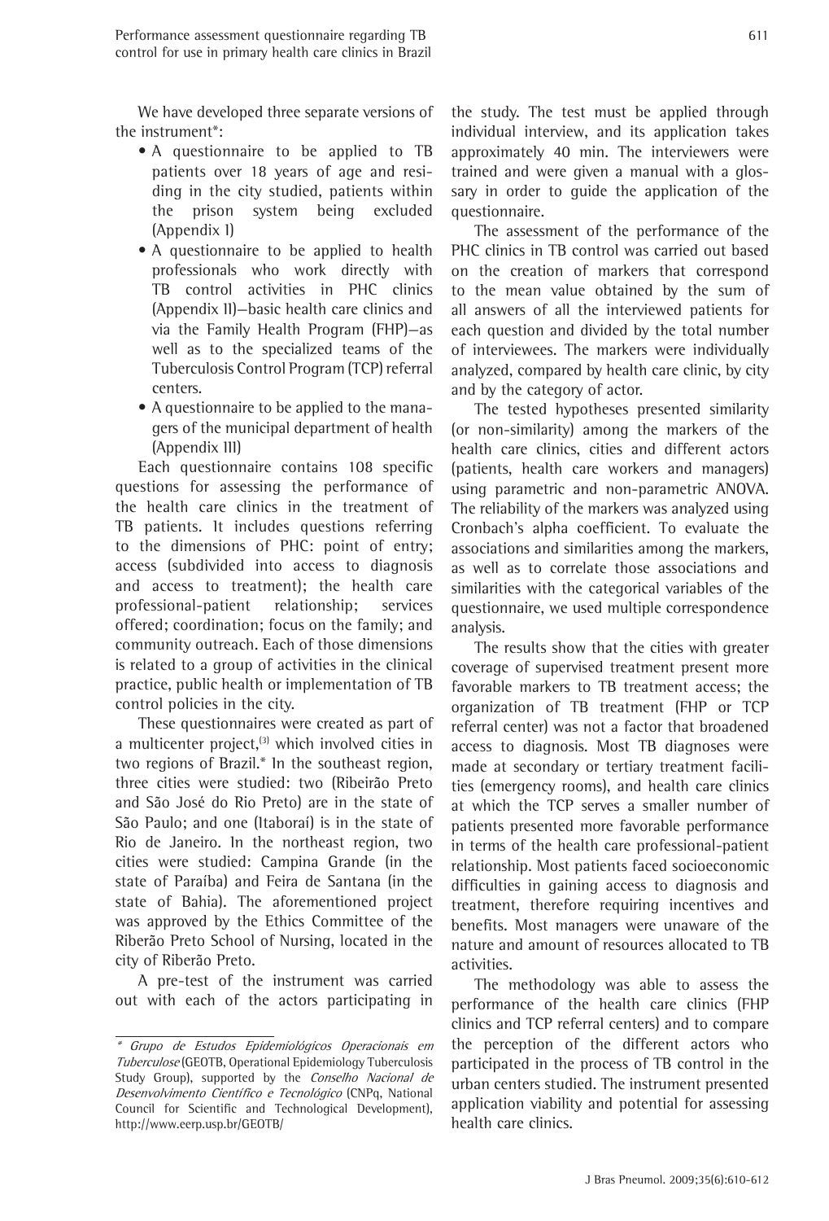We have developed three separate versions of the instrument*:

- A questionnaire to be applied to TB patients over 18 years of age and residing in the city studied, patients within the prison system being excluded (Appendix I)
- A questionnaire to be applied to health professionals who work directly with TB control activities in PHC clinics (Appendix II)—basic health care clinics and via the Family Health Program (FHP)—as well as to the specialized teams of the Tuberculosis Control Program (TCP) referral centers.
- A questionnaire to be applied to the managers of the municipal department of health (Appendix III)

Each questionnaire contains 108 specific questions for assessing the performance of the health care clinics in the treatment of TB patients. It includes questions referring to the dimensions of PHC: point of entry; access (subdivided into access to diagnosis and access to treatment); the health care professional-patient relationship; services offered; coordination; focus on the family; and community outreach. Each of those dimensions is related to a group of activities in the clinical practice, public health or implementation of TB control policies in the city.

These questionnaires were created as part of a multicenter project,[3] which involved cities in two regions of Brazil.* In the southeast region, three cities were studied: two (Ribeirão Preto and São José do Rio Preto) are in the state of São Paulo; and one (Itaboraí) is in the state of Rio de Janeiro. In the northeast region, two cities were studied: Campina Grande (in the state of Paraíba) and Feira de Santana (in the state of Bahia). The aforementioned project was approved by the Ethics Committee of the Riberão Preto School of Nursing, located in the city of Riberão Preto.

A pre-test of the instrument was carried out with each of the actors participating in the study. The test must be applied through individual interview, and its application takes approximately 40 min. The interviewers were trained and were given a manual with a glossary in order to guide the application of the questionnaire.

The assessment of the performance of the PHC clinics in TB control was carried out based on the creation of markers that correspond to the mean value obtained by the sum of all answers of all the interviewed patients for each question and divided by the total number of interviewees. The markers were individually analyzed, compared by health care clinic, by city and by the category of actor.

The tested hypotheses presented similarity (or non-similarity) among the markers of the health care clinics, cities and different actors (patients, health care workers and managers) using parametric and non-parametric ANOVA. The reliability of the markers was analyzed using Cronbach's alpha coefficient. To evaluate the associations and similarities among the markers, as well as to correlate those associations and similarities with the categorical variables of the questionnaire, we used multiple correspondence analysis.

The results show that the cities with greater coverage of supervised treatment present more favorable markers to TB treatment access; the organization of TB treatment (FHP or TCP referral center) was not a factor that broadened access to diagnosis. Most TB diagnoses were made at secondary or tertiary treatment facilities (emergency rooms), and health care clinics at which the TCP serves a smaller number of patients presented more favorable performance in terms of the health care professional-patient relationship. Most patients faced socioeconomic difficulties in gaining access to diagnosis and treatment, therefore requiring incentives and benefits. Most managers were unaware of the nature and amount of resources allocated to TB activities.

The methodology was able to assess the performance of the health care clinics (FHP clinics and TCP referral centers) and to compare the perception of the different actors who participated in the process of TB control in the urban centers studied. The instrument presented application viability and potential for assessing health care clinics.

---

\* *Grupo de Estudos Epidemiológicos Operacionais em Tuberculose* (GEOTB, Operational Epidemiology Tuberculosis Study Group), supported by the *Conselho Nacional de Desenvolvimento Científico e Tecnológico* (CNPq, National Council for Scientific and Technological Development), http://www.eerp.usp.br/GEOTB/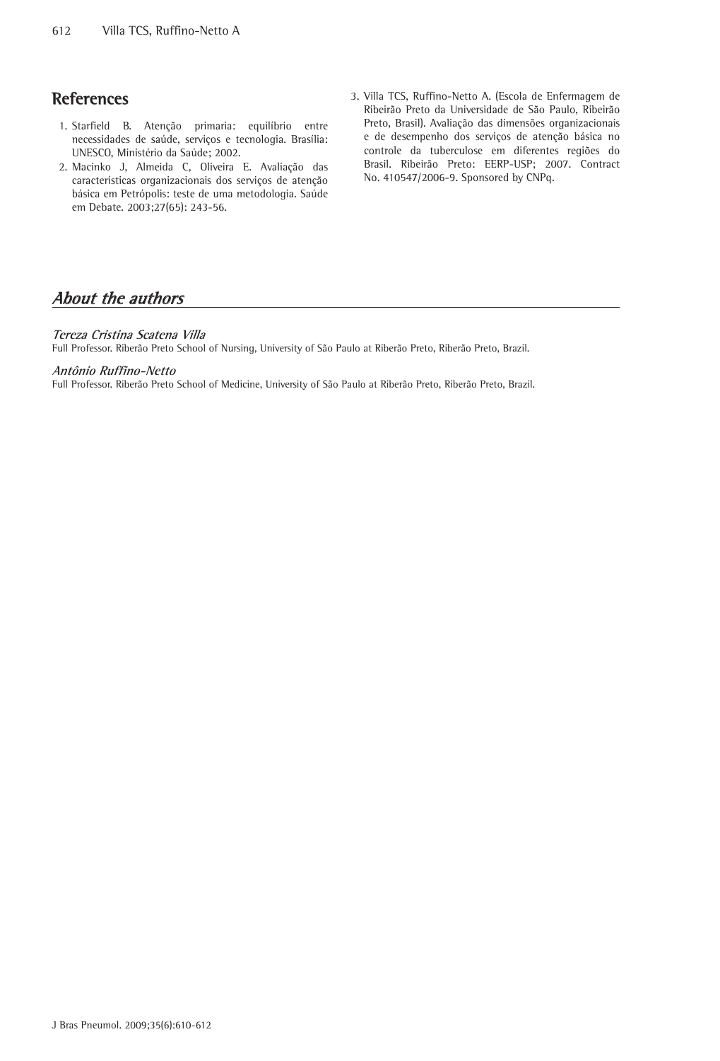## References

1. Starfield B. Atenção primaria: equilíbrio entre necessidades de saúde, serviços e tecnologia. Brasília: UNESCO, Ministério da Saúde; 2002.
2. Macinko J, Almeida C, Oliveira E. Avaliação das características organizacionais dos serviços de atenção básica em Petrópolis: teste de uma metodologia. Saúde em Debate. 2003;27(65): 243-56.
3. Villa TCS, Ruffino-Netto A. (Escola de Enfermagem de Ribeirão Preto da Universidade de São Paulo, Ribeirão Preto, Brasil). Avaliação das dimensões organizacionais e de desempenho dos serviços de atenção básica no controle da tuberculose em diferentes regiões do Brasil. Ribeirão Preto: EERP-USP; 2007. Contract No. 410547/2006-9. Sponsored by CNPq.

## *About the authors*

***Tereza Cristina Scatena Villa***
Full Professor. Riberão Preto School of Nursing, University of São Paulo at Riberão Preto, Riberão Preto, Brazil.

***Antônio Ruffino-Netto***
Full Professor. Riberão Preto School of Medicine, University of São Paulo at Riberão Preto, Riberão Preto, Brazil.